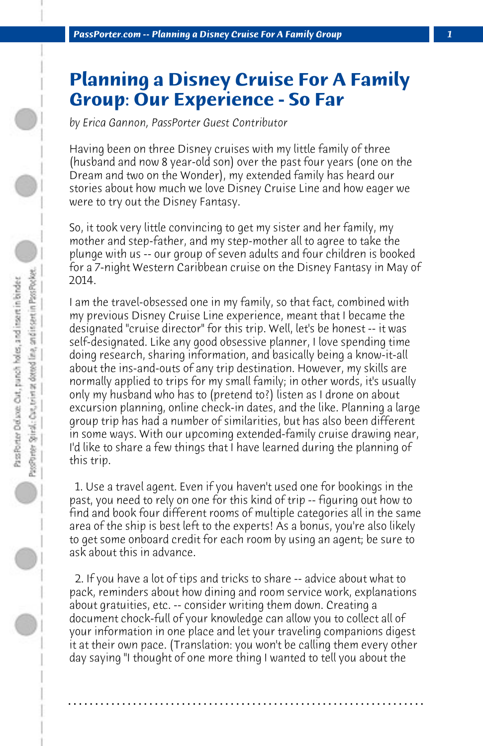# Planning a Disney Cruise For A Family Group: Our Experience - So Far

*by Erica Gannon, PassPorter Guest Contributor*

Having been on three Disney cruises with my little family of three (husband and now 8 year-old son) over the past four years (one on the Dream and two on the Wonder), my extended family has heard our stories about how much we love Disney Cruise Line and how eager we were to try out the Disney Fantasy.

So, it took very little convincing to get my sister and her family, my mother and step-father, and my step-mother all to agree to take the plunge with us -- our group of seven adults and four children is booked for a 7-night Western Caribbean cruise on the Disney Fantasy in May of 2014.

I am the travel-obsessed one in my family, so that fact, combined with my previous Disney Cruise Line experience, meant that I became the designated "cruise director" for this trip. Well, let's be honest -- it was self-designated. Like any good obsessive planner, I love spending time doing research, sharing information, and basically being a know-it-all about the ins-and-outs of any trip destination. However, my skills are normally applied to trips for my small family; in other words, it's usually only my husband who has to (pretend to?) listen as I drone on about excursion planning, online check-in dates, and the like. Planning a large group trip has had a number of similarities, but has also been different in some ways. With our upcoming extended-family cruise drawing near, I'd like to share a few things that I have learned during the planning of this trip.

1. Use a travel agent. Even if you haven't used one for bookings in the past, you need to rely on one for this kind of trip -- figuring out how to find and book four different rooms of multiple categories all in the same area of the ship is best left to the experts! As a bonus, you're also likely to get some onboard credit for each room by using an agent; be sure to ask about this in advance.

2. If you have a lot of tips and tricks to share -- advice about what to pack, reminders about how dining and room service work, explanations about gratuities, etc. -- consider writing them down. Creating a document chock-full of your knowledge can allow you to collect all of your information in one place and let your traveling companions digest it at their own pace. (Translation: you won't be calling them every other day saying "I thought of one more thing I wanted to tell you about the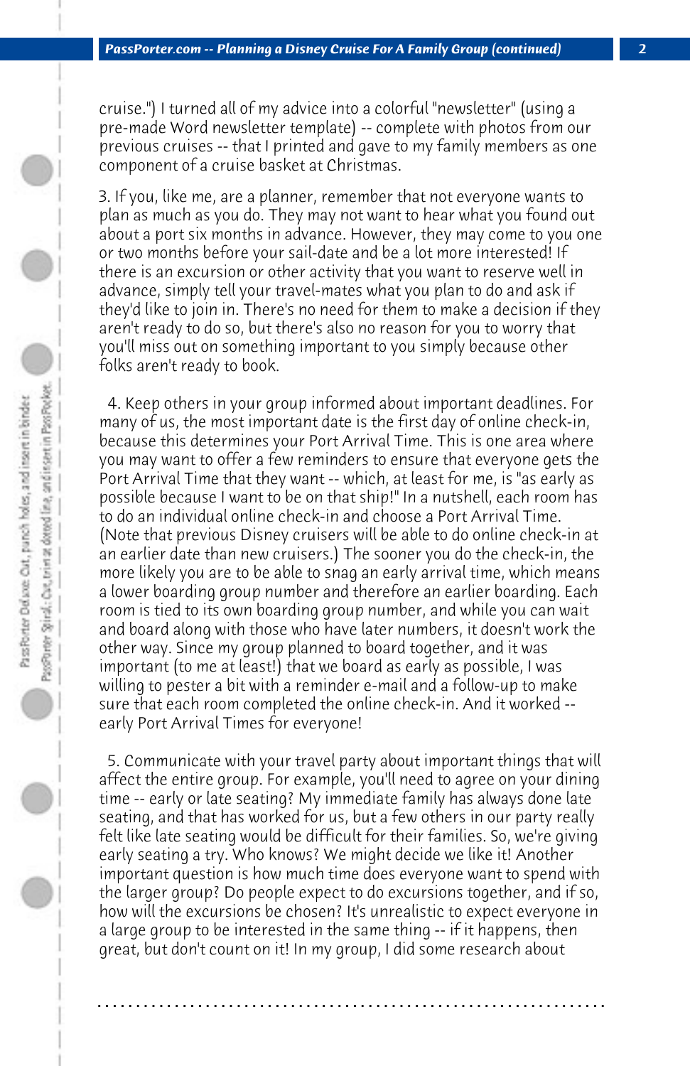cruise.") I turned all of my advice into a colorful "newsletter" (using a pre-made Word newsletter template) -- complete with photos from our previous cruises -- that I printed and gave to my family members as one component of a cruise basket at Christmas.

3. If you, like me, are a planner, remember that not everyone wants to plan as much as you do. They may not want to hear what you found out about a port six months in advance. However, they may come to you one or two months before your sail-date and be a lot more interested! If there is an excursion or other activity that you want to reserve well in advance, simply tell your travel-mates what you plan to do and ask if they'd like to join in. There's no need for them to make a decision if they aren't ready to do so, but there's also no reason for you to worry that you'll miss out on something important to you simply because other folks aren't ready to book.

4. Keep others in your group informed about important deadlines. For many of us, the most important date is the first day of online check-in, because this determines your Port Arrival Time. This is one area where you may want to offer a few reminders to ensure that everyone gets the Port Arrival Time that they want -- which, at least for me, is "as early as possible because I want to be on that ship!" In a nutshell, each room has to do an individual online check-in and choose a Port Arrival Time. (Note that previous Disney cruisers will be able to do online check-in at an earlier date than new cruisers.) The sooner you do the check-in, the more likely you are to be able to snag an early arrival time, which means a lower boarding group number and therefore an earlier boarding. Each room is tied to its own boarding group number, and while you can wait and board along with those who have later numbers, it doesn't work the other way. Since my group planned to board together, and it was important (to me at least!) that we board as early as possible, I was willing to pester a bit with a reminder e-mail and a follow-up to make sure that each room completed the online check-in. And it worked -- early Port Arrival Times for everyone!

5. Communicate with your travel party about important things that will affect the entire group. For example, you'll need to agree on your dining time -- early or late seating? My immediate family has always done late seating, and that has worked for us, but a few others in our party really felt like late seating would be difficult for their families. So, we're giving early seating a try. Who knows? We might decide we like it! Another important question is how much time does everyone want to spend with the larger group? Do people expect to do excursions together, and if so, how will the excursions be chosen? It's unrealistic to expect everyone in a large group to be interested in the same thing -- if it happens, then great, but don't count on it! In my group, I did some research about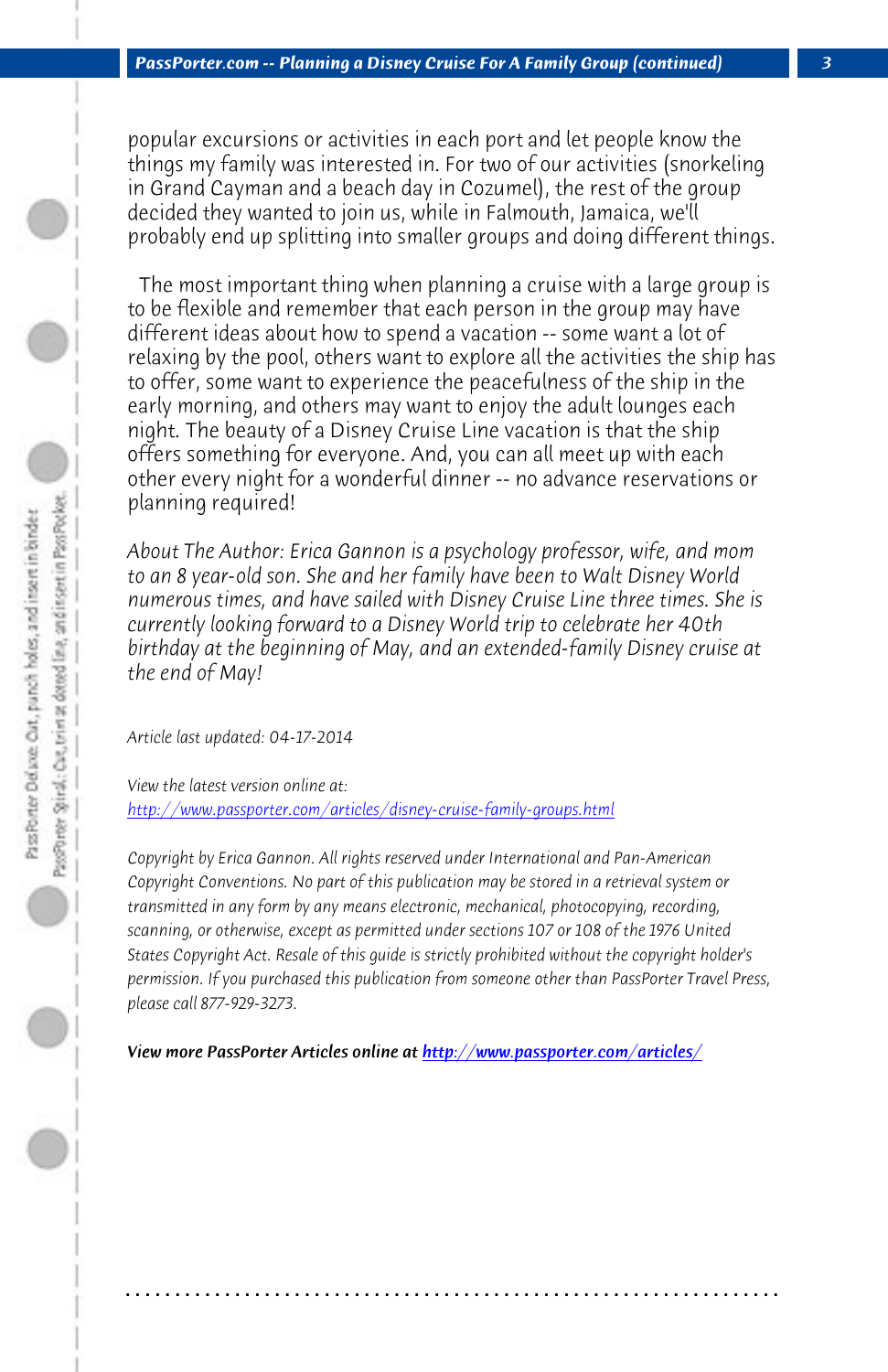popular excursions or activities in each port and let people know the things my family was interested in. For two of our activities (snorkeling in Grand Cayman and a beach day in Cozumel), the rest of the group decided they wanted to join us, while in Falmouth, Jamaica, we'll probably end up splitting into smaller groups and doing different things.

The most important thing when planning a cruise with a large group is to be flexible and remember that each person in the group may have different ideas about how to spend a vacation -- some want a lot of relaxing by the pool, others want to explore all the activities the ship has to offer, some want to experience the peacefulness of the ship in the early morning, and others may want to enjoy the adult lounges each night. The beauty of a Disney Cruise Line vacation is that the ship offers something for everyone. And, you can all meet up with each other every night for a wonderful dinner -- no advance reservations or planning required!

*About The Author: Erica Gannon is a psychology professor, wife, and mom to an 8 year-old son. She and her family have been to Walt Disney World numerous times, and have sailed with Disney Cruise Line three times. She is currently looking forward to a Disney World trip to celebrate her 40th birthday at the beginning of May, and an extended-family Disney cruise at the end of May!*

*Article last updated: 04-17-2014*

*View the latest version online at:*
*[http://www.passporter.com/articles/disney-cruise-family-groups.html](http://www.passporter.com/articles/disney-cruise-family-groups.html)*

*Copyright by Erica Gannon. All rights reserved under International and Pan-American Copyright Conventions. No part of this publication may be stored in a retrieval system or transmitted in any form by any means electronic, mechanical, photocopying, recording, scanning, or otherwise, except as permitted under sections 107 or 108 of the 1976 United States Copyright Act. Resale of this guide is strictly prohibited without the copyright holder's permission. If you purchased this publication from someone other than PassPorter Travel Press, please call 877-929-3273.*

***View more PassPorter Articles online at [http://www.passporter.com/articles/](http://www.passporter.com/articles/)***